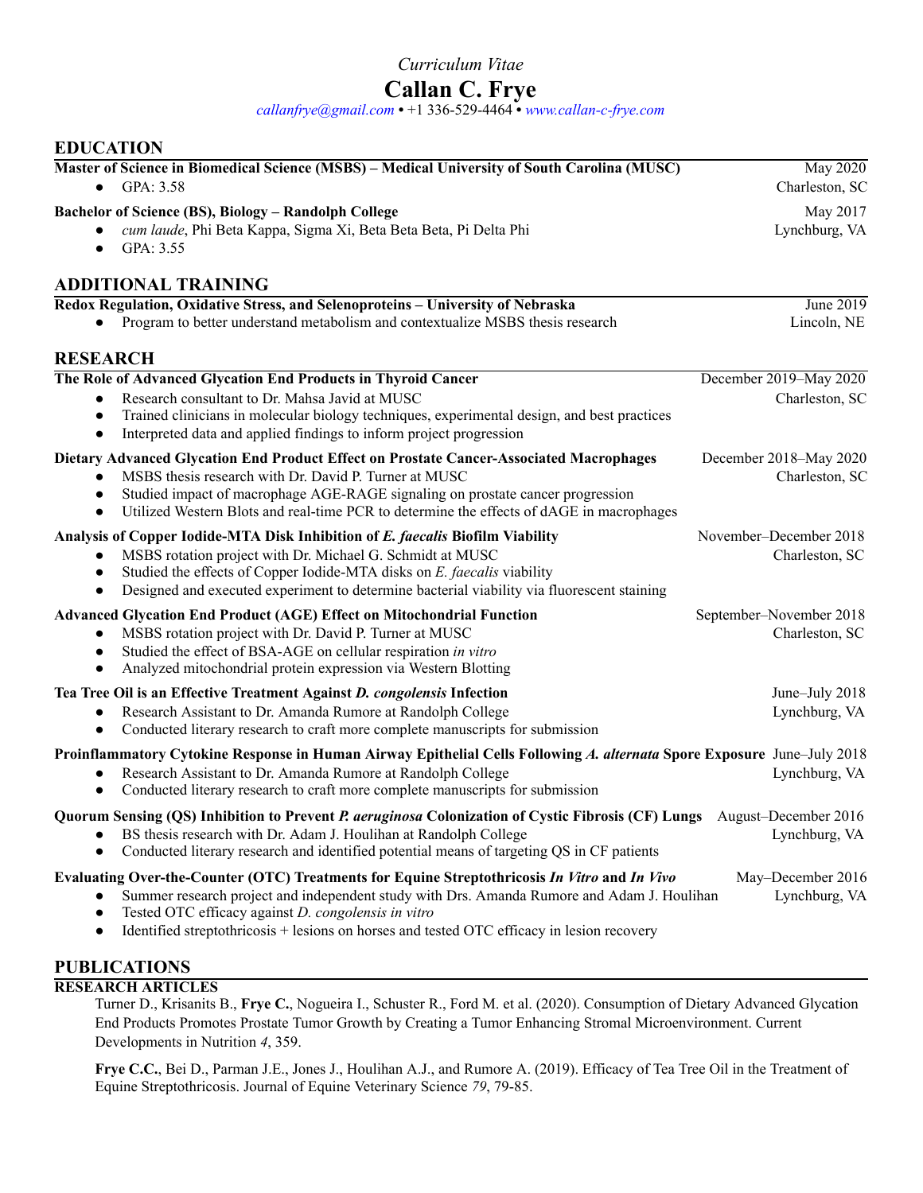*Curriculum Vitae*

# Callan C. Frye

callanfrye@gmail.com • +1 336-529-4464 • www.callan-c-frye.com

## EDUCATION

**Master of Science in Biomedical Science (MSBS) – Medical University of South Carolina (MUSC)** — May 2020, Charleston, SC

- GPA: 3.58

**Bachelor of Science (BS), Biology – Randolph College** — May 2017, Lynchburg, VA

- *cum laude*, Phi Beta Kappa, Sigma Xi, Beta Beta Beta, Pi Delta Phi
- GPA: 3.55

## ADDITIONAL TRAINING

**Redox Regulation, Oxidative Stress, and Selenoproteins – University of Nebraska** — June 2019, Lincoln, NE

- Program to better understand metabolism and contextualize MSBS thesis research

## RESEARCH

**The Role of Advanced Glycation End Products in Thyroid Cancer** — December 2019–May 2020, Charleston, SC

- Research consultant to Dr. Mahsa Javid at MUSC
- Trained clinicians in molecular biology techniques, experimental design, and best practices
- Interpreted data and applied findings to inform project progression

**Dietary Advanced Glycation End Product Effect on Prostate Cancer-Associated Macrophages** — December 2018–May 2020, Charleston, SC

- MSBS thesis research with Dr. David P. Turner at MUSC
- Studied impact of macrophage AGE-RAGE signaling on prostate cancer progression
- Utilized Western Blots and real-time PCR to determine the effects of dAGE in macrophages

**Analysis of Copper Iodide-MTA Disk Inhibition of *E. faecalis* Biofilm Viability** — November–December 2018, Charleston, SC

- MSBS rotation project with Dr. Michael G. Schmidt at MUSC
- Studied the effects of Copper Iodide-MTA disks on *E. faecalis* viability
- Designed and executed experiment to determine bacterial viability via fluorescent staining

**Advanced Glycation End Product (AGE) Effect on Mitochondrial Function** — September–November 2018, Charleston, SC

- MSBS rotation project with Dr. David P. Turner at MUSC
- Studied the effect of BSA-AGE on cellular respiration *in vitro*
- Analyzed mitochondrial protein expression via Western Blotting

**Tea Tree Oil is an Effective Treatment Against *D. congolensis* Infection** — June–July 2018, Lynchburg, VA

- Research Assistant to Dr. Amanda Rumore at Randolph College
- Conducted literary research to craft more complete manuscripts for submission

**Proinflammatory Cytokine Response in Human Airway Epithelial Cells Following *A. alternata* Spore Exposure** — June–July 2018, Lynchburg, VA

- Research Assistant to Dr. Amanda Rumore at Randolph College
- Conducted literary research to craft more complete manuscripts for submission

**Quorum Sensing (QS) Inhibition to Prevent *P. aeruginosa* Colonization of Cystic Fibrosis (CF) Lungs** — August–December 2016, Lynchburg, VA

- BS thesis research with Dr. Adam J. Houlihan at Randolph College
- Conducted literary research and identified potential means of targeting QS in CF patients

**Evaluating Over-the-Counter (OTC) Treatments for Equine Streptothricosis *In Vitro* and *In Vivo*** — May–December 2016, Lynchburg, VA

- Summer research project and independent study with Drs. Amanda Rumore and Adam J. Houlihan
- Tested OTC efficacy against *D. congolensis in vitro*
- Identified streptothricosis + lesions on horses and tested OTC efficacy in lesion recovery

## PUBLICATIONS

### RESEARCH ARTICLES

Turner D., Krisanits B., **Frye C.**, Nogueira I., Schuster R., Ford M. et al. (2020). Consumption of Dietary Advanced Glycation End Products Promotes Prostate Tumor Growth by Creating a Tumor Enhancing Stromal Microenvironment. Current Developments in Nutrition *4*, 359.

**Frye C.C.**, Bei D., Parman J.E., Jones J., Houlihan A.J., and Rumore A. (2019). Efficacy of Tea Tree Oil in the Treatment of Equine Streptothricosis. Journal of Equine Veterinary Science *79*, 79-85.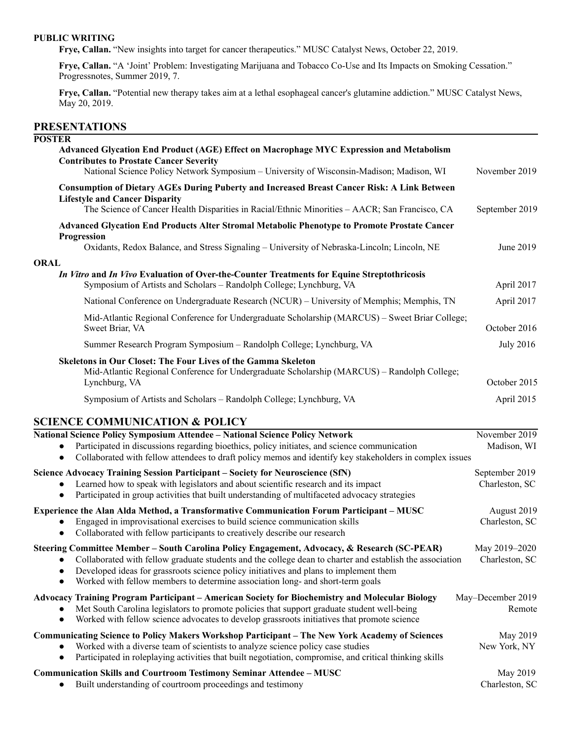**PUBLIC WRITING**

**Frye, Callan.** "New insights into target for cancer therapeutics." MUSC Catalyst News, October 22, 2019.

**Frye, Callan.** "A 'Joint' Problem: Investigating Marijuana and Tobacco Co-Use and Its Impacts on Smoking Cessation." Progressnotes, Summer 2019, 7.

**Frye, Callan.** "Potential new therapy takes aim at a lethal esophageal cancer's glutamine addiction." MUSC Catalyst News, May 20, 2019.

## PRESENTATIONS

### POSTER

**Advanced Glycation End Product (AGE) Effect on Macrophage MYC Expression and Metabolism Contributes to Prostate Cancer Severity**
National Science Policy Network Symposium – University of Wisconsin-Madison; Madison, WI — November 2019

**Consumption of Dietary AGEs During Puberty and Increased Breast Cancer Risk: A Link Between Lifestyle and Cancer Disparity**
The Science of Cancer Health Disparities in Racial/Ethnic Minorities – AACR; San Francisco, CA — September 2019

**Advanced Glycation End Products Alter Stromal Metabolic Phenotype to Promote Prostate Cancer Progression**
Oxidants, Redox Balance, and Stress Signaling – University of Nebraska-Lincoln; Lincoln, NE — June 2019

### ORAL

***In Vitro* and *In Vivo* Evaluation of Over-the-Counter Treatments for Equine Streptothricosis**
Symposium of Artists and Scholars – Randolph College; Lynchburg, VA — April 2017

National Conference on Undergraduate Research (NCUR) – University of Memphis; Memphis, TN — April 2017

Mid-Atlantic Regional Conference for Undergraduate Scholarship (MARCUS) – Sweet Briar College; Sweet Briar, VA — October 2016

Summer Research Program Symposium – Randolph College; Lynchburg, VA — July 2016

**Skeletons in Our Closet: The Four Lives of the Gamma Skeleton**
Mid-Atlantic Regional Conference for Undergraduate Scholarship (MARCUS) – Randolph College; Lynchburg, VA — October 2015

Symposium of Artists and Scholars – Randolph College; Lynchburg, VA — April 2015

## SCIENCE COMMUNICATION & POLICY

**National Science Policy Symposium Attendee – National Science Policy Network** — November 2019, Madison, WI
- Participated in discussions regarding bioethics, policy initiates, and science communication
- Collaborated with fellow attendees to draft policy memos and identify key stakeholders in complex issues

**Science Advocacy Training Session Participant – Society for Neuroscience (SfN)** — September 2019, Charleston, SC
- Learned how to speak with legislators and about scientific research and its impact
- Participated in group activities that built understanding of multifaceted advocacy strategies

**Experience the Alan Alda Method, a Transformative Communication Forum Participant – MUSC** — August 2019, Charleston, SC
- Engaged in improvisational exercises to build science communication skills
- Collaborated with fellow participants to creatively describe our research

**Steering Committee Member – South Carolina Policy Engagement, Advocacy, & Research (SC-PEAR)** — May 2019–2020, Charleston, SC
- Collaborated with fellow graduate students and the college dean to charter and establish the association
- Developed ideas for grassroots science policy initiatives and plans to implement them
- Worked with fellow members to determine association long- and short-term goals

**Advocacy Training Program Participant – American Society for Biochemistry and Molecular Biology** — May–December 2019, Remote
- Met South Carolina legislators to promote policies that support graduate student well-being
- Worked with fellow science advocates to develop grassroots initiatives that promote science

**Communicating Science to Policy Makers Workshop Participant – The New York Academy of Sciences** — May 2019, New York, NY
- Worked with a diverse team of scientists to analyze science policy case studies
- Participated in roleplaying activities that built negotiation, compromise, and critical thinking skills

**Communication Skills and Courtroom Testimony Seminar Attendee – MUSC** — May 2019, Charleston, SC
- Built understanding of courtroom proceedings and testimony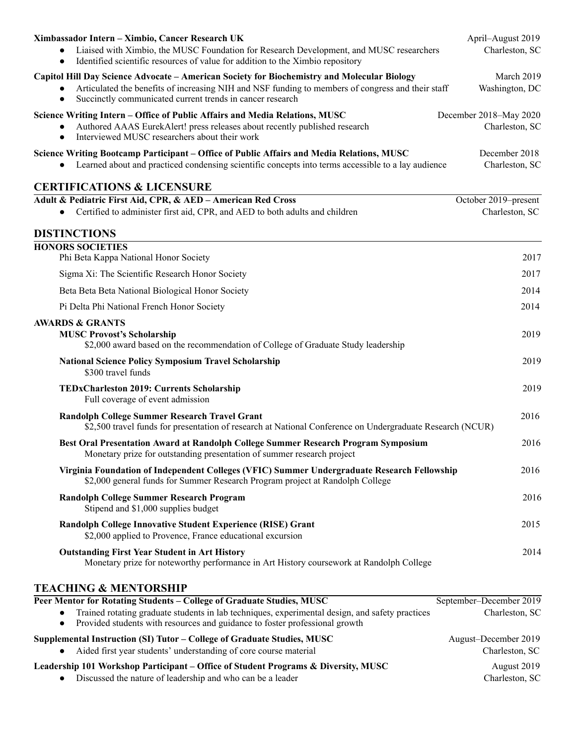**Ximbassador Intern – Ximbio, Cancer Research UK** April–August 2019
Charleston, SC

- Liaised with Ximbio, the MUSC Foundation for Research Development, and MUSC researchers
- Identified scientific resources of value for addition to the Ximbio repository

**Capitol Hill Day Science Advocate – American Society for Biochemistry and Molecular Biology** March 2019
Washington, DC

- Articulated the benefits of increasing NIH and NSF funding to members of congress and their staff
- Succinctly communicated current trends in cancer research

**Science Writing Intern – Office of Public Affairs and Media Relations, MUSC** December 2018–May 2020
Charleston, SC

- Authored AAAS EurekAlert! press releases about recently published research
- Interviewed MUSC researchers about their work

**Science Writing Bootcamp Participant – Office of Public Affairs and Media Relations, MUSC** December 2018
Charleston, SC

- Learned about and practiced condensing scientific concepts into terms accessible to a lay audience

## CERTIFICATIONS & LICENSURE

**Adult & Pediatric First Aid, CPR, & AED – American Red Cross** October 2019–present
Charleston, SC

- Certified to administer first aid, CPR, and AED to both adults and children

## DISTINCTIONS

### HONORS SOCIETIES

Phi Beta Kappa National Honor Society 2017

Sigma Xi: The Scientific Research Honor Society 2017

Beta Beta Beta National Biological Honor Society 2014

Pi Delta Phi National French Honor Society 2014

### AWARDS & GRANTS

**MUSC Provost's Scholarship** 2019
$2,000 award based on the recommendation of College of Graduate Study leadership

**National Science Policy Symposium Travel Scholarship** 2019
$300 travel funds

**TEDxCharleston 2019: Currents Scholarship** 2019
Full coverage of event admission

**Randolph College Summer Research Travel Grant** 2016
$2,500 travel funds for presentation of research at National Conference on Undergraduate Research (NCUR)

**Best Oral Presentation Award at Randolph College Summer Research Program Symposium** 2016
Monetary prize for outstanding presentation of summer research project

**Virginia Foundation of Independent Colleges (VFIC) Summer Undergraduate Research Fellowship** 2016
$2,000 general funds for Summer Research Program project at Randolph College

**Randolph College Summer Research Program** 2016
Stipend and $1,000 supplies budget

**Randolph College Innovative Student Experience (RISE) Grant** 2015
$2,000 applied to Provence, France educational excursion

**Outstanding First Year Student in Art History** 2014
Monetary prize for noteworthy performance in Art History coursework at Randolph College

## TEACHING & MENTORSHIP

**Peer Mentor for Rotating Students – College of Graduate Studies, MUSC** September–December 2019
Charleston, SC

- Trained rotating graduate students in lab techniques, experimental design, and safety practices
- Provided students with resources and guidance to foster professional growth

**Supplemental Instruction (SI) Tutor – College of Graduate Studies, MUSC** August–December 2019
Charleston, SC

- Aided first year students' understanding of core course material

**Leadership 101 Workshop Participant – Office of Student Programs & Diversity, MUSC** August 2019
Charleston, SC

- Discussed the nature of leadership and who can be a leader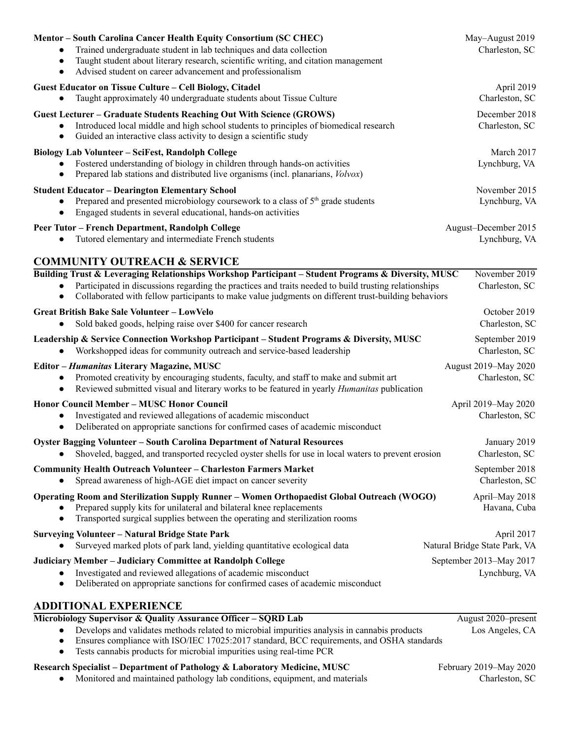**Mentor – South Carolina Cancer Health Equity Consortium (SC CHEC)** May–August 2019
Charleston, SC

- Trained undergraduate student in lab techniques and data collection
- Taught student about literary research, scientific writing, and citation management
- Advised student on career advancement and professionalism

**Guest Educator on Tissue Culture – Cell Biology, Citadel** April 2019
Charleston, SC

- Taught approximately 40 undergraduate students about Tissue Culture

**Guest Lecturer – Graduate Students Reaching Out With Science (GROWS)** December 2018
Charleston, SC

- Introduced local middle and high school students to principles of biomedical research
- Guided an interactive class activity to design a scientific study

**Biology Lab Volunteer – SciFest, Randolph College** March 2017
Lynchburg, VA

- Fostered understanding of biology in children through hands-on activities
- Prepared lab stations and distributed live organisms (incl. planarians, *Volvox*)

**Student Educator – Dearington Elementary School** November 2015
Lynchburg, VA

- Prepared and presented microbiology coursework to a class of 5th grade students
- Engaged students in several educational, hands-on activities

**Peer Tutor – French Department, Randolph College** August–December 2015
Lynchburg, VA

- Tutored elementary and intermediate French students

## COMMUNITY OUTREACH & SERVICE

**Building Trust & Leveraging Relationships Workshop Participant – Student Programs & Diversity, MUSC** November 2019
Charleston, SC

- Participated in discussions regarding the practices and traits needed to build trusting relationships
- Collaborated with fellow participants to make value judgments on different trust-building behaviors

**Great British Bake Sale Volunteer – LowVelo** October 2019
Charleston, SC

- Sold baked goods, helping raise over $400 for cancer research

**Leadership & Service Connection Workshop Participant – Student Programs & Diversity, MUSC** September 2019
Charleston, SC

- Workshopped ideas for community outreach and service-based leadership

**Editor – *Humanitas* Literary Magazine, MUSC** August 2019–May 2020
Charleston, SC

- Promoted creativity by encouraging students, faculty, and staff to make and submit art
- Reviewed submitted visual and literary works to be featured in yearly *Humanitas* publication

**Honor Council Member – MUSC Honor Council** April 2019–May 2020
Charleston, SC

- Investigated and reviewed allegations of academic misconduct
- Deliberated on appropriate sanctions for confirmed cases of academic misconduct

**Oyster Bagging Volunteer – South Carolina Department of Natural Resources** January 2019
Charleston, SC

- Shoveled, bagged, and transported recycled oyster shells for use in local waters to prevent erosion

**Community Health Outreach Volunteer – Charleston Farmers Market** September 2018
Charleston, SC

- Spread awareness of high-AGE diet impact on cancer severity

**Operating Room and Sterilization Supply Runner – Women Orthopaedist Global Outreach (WOGO)** April–May 2018
Havana, Cuba

- Prepared supply kits for unilateral and bilateral knee replacements
- Transported surgical supplies between the operating and sterilization rooms

**Surveying Volunteer – Natural Bridge State Park** April 2017
Natural Bridge State Park, VA

- Surveyed marked plots of park land, yielding quantitative ecological data

**Judiciary Member – Judiciary Committee at Randolph College** September 2013–May 2017
Lynchburg, VA

- Investigated and reviewed allegations of academic misconduct
- Deliberated on appropriate sanctions for confirmed cases of academic misconduct

## ADDITIONAL EXPERIENCE

**Microbiology Supervisor & Quality Assurance Officer – SQRD Lab** August 2020–present
Los Angeles, CA

- Develops and validates methods related to microbial impurities analysis in cannabis products
- Ensures compliance with ISO/IEC 17025:2017 standard, BCC requirements, and OSHA standards
- Tests cannabis products for microbial impurities using real-time PCR

**Research Specialist – Department of Pathology & Laboratory Medicine, MUSC** February 2019–May 2020
Charleston, SC

- Monitored and maintained pathology lab conditions, equipment, and materials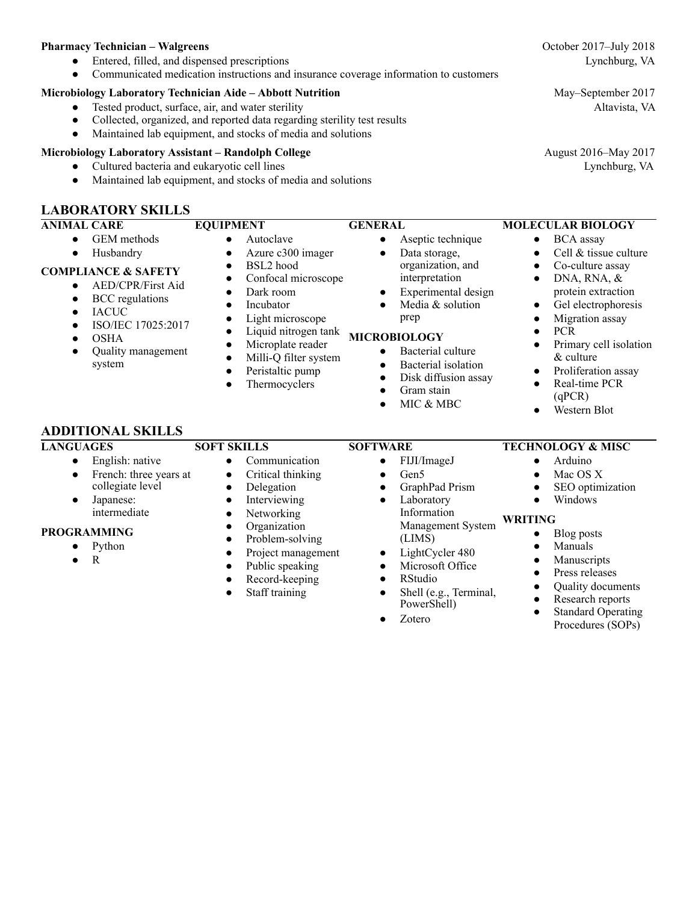**Pharmacy Technician – Walgreens** October 2017–July 2018
Lynchburg, VA

- Entered, filled, and dispensed prescriptions
- Communicated medication instructions and insurance coverage information to customers

**Microbiology Laboratory Technician Aide – Abbott Nutrition** May–September 2017
Altavista, VA

- Tested product, surface, air, and water sterility
- Collected, organized, and reported data regarding sterility test results
- Maintained lab equipment, and stocks of media and solutions

**Microbiology Laboratory Assistant – Randolph College** August 2016–May 2017
Lynchburg, VA

- Cultured bacteria and eukaryotic cell lines
- Maintained lab equipment, and stocks of media and solutions

## LABORATORY SKILLS

**ANIMAL CARE**

- GEM methods
- Husbandry

**COMPLIANCE & SAFETY**

- AED/CPR/First Aid
- BCC regulations
- IACUC
- ISO/IEC 17025:2017
- OSHA
- Quality management system

**EQUIPMENT**

- Autoclave
- Azure c300 imager
- BSL2 hood
- Confocal microscope
- Dark room
- Incubator
- Light microscope
- Liquid nitrogen tank
- Microplate reader
- Milli-Q filter system
- Peristaltic pump
- Thermocyclers

**GENERAL**

- Aseptic technique
- Data storage, organization, and interpretation
- Experimental design
- Media & solution prep

**MICROBIOLOGY**

- Bacterial culture
- Bacterial isolation
- Disk diffusion assay
- Gram stain
- MIC & MBC

**MOLECULAR BIOLOGY**

- BCA assay
- Cell & tissue culture
- Co-culture assay
- DNA, RNA, & protein extraction
- Gel electrophoresis
- Migration assay
- PCR
- Primary cell isolation & culture
- Proliferation assay
- Real-time PCR (qPCR)
- Western Blot

## ADDITIONAL SKILLS

**LANGUAGES**

- English: native
- French: three years at collegiate level
- Japanese: intermediate

**PROGRAMMING**

- Python
- R

**SOFT SKILLS**

- Communication
- Critical thinking
- Delegation
- Interviewing
- Networking
- Organization
- Problem-solving
- Project management
- Public speaking
- Record-keeping
- Staff training

**SOFTWARE**

- FIJI/ImageJ
- Gen5
- GraphPad Prism
- Laboratory Information Management System (LIMS)
- LightCycler 480
- Microsoft Office
- RStudio
- Shell (e.g., Terminal, PowerShell)
- Zotero

**TECHNOLOGY & MISC**

- Arduino
- Mac OS X
- SEO optimization
- Windows

**WRITING**

- Blog posts
- Manuals
- Manuscripts
- Press releases
- Quality documents
- Research reports
- Standard Operating Procedures (SOPs)